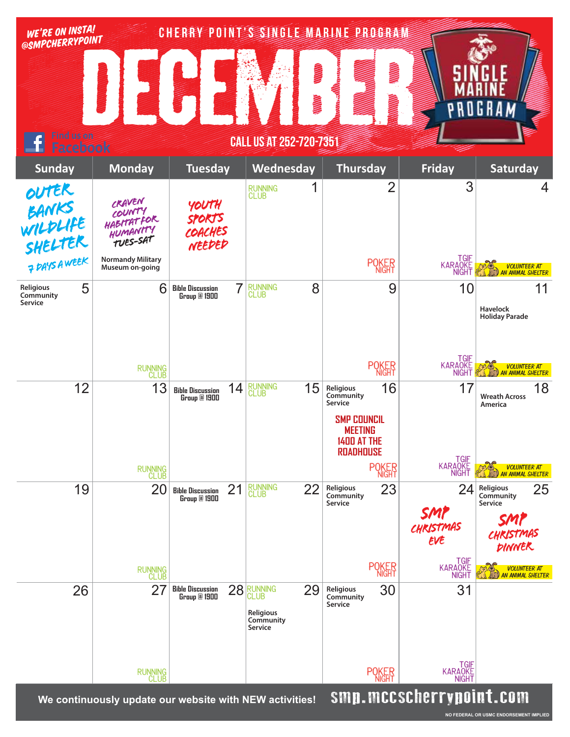WE'RE ON INSTA! @SMPCHERRYPOINT

# CHERRY POINT'S SINGLE MARINE PROGRAM

# DECEMBER

SINGLE MARINE PROGRAM

Find us on Facebook

CALL US AT 252-720-7351

| Sunday | Monday | Tuesday | Wednesday | Thursday | Friday | Saturday |
|---|---|---|---|---|---|---|
| OUTER BANKS WILDLIFE SHELTER 7 DAYS A WEEK | CRAVEN COUNTY HABITAT FOR HUMANITY TUES-SAT<br><br>Normandy Military Museum on-going | YOUTH SPORTS COACHES NEEDED | 1<br>RUNNING CLUB | 2<br>POKER NIGHT | 3<br>TGIF KARAOKE NIGHT | 4<br>VOLUNTEER AT AN ANIMAL SHELTER |
| 5<br>Religious Community Service<br>RUNNING CLUB | 6<br>Bible Discussion Group @ 1900 | 7<br>RUNNING CLUB | 8 | 9<br>POKER NIGHT | 10<br>TGIF KARAOKE NIGHT | 11<br>Havelock Holiday Parade<br>VOLUNTEER AT AN ANIMAL SHELTER |
| 12<br>RUNNING CLUB | 13<br>Bible Discussion Group @ 1900 | 14<br>RUNNING CLUB | 15<br>Religious Community Service | 16<br>SMP COUNCIL MEETING 1400 AT THE ROADHOUSE<br>POKER NIGHT | 17<br>TGIF KARAOKE NIGHT | 18<br>Wreath Across America<br>VOLUNTEER AT AN ANIMAL SHELTER |
| 19<br>RUNNING CLUB | 20<br>Bible Discussion Group @ 1900 | 21<br>RUNNING CLUB | 22<br>Religious Community Service | 23<br>POKER NIGHT | 24<br>SMP CHRISTMAS EVE<br>TGIF KARAOKE NIGHT | 25<br>Religious Community Service<br>SMP CHRISTMAS DINNER<br>VOLUNTEER AT AN ANIMAL SHELTER |
| 26<br>RUNNING CLUB | 27<br>Bible Discussion Group @ 1900 | 28<br>RUNNING CLUB<br>Religious Community Service | 29<br>Religious Community Service | 30<br>POKER NIGHT | 31<br>TGIF KARAOKE NIGHT | |

We continuously update our website with NEW activities! smp.mccscherrypoint.com

NO FEDERAL OR USMC ENDORSEMENT IMPLIED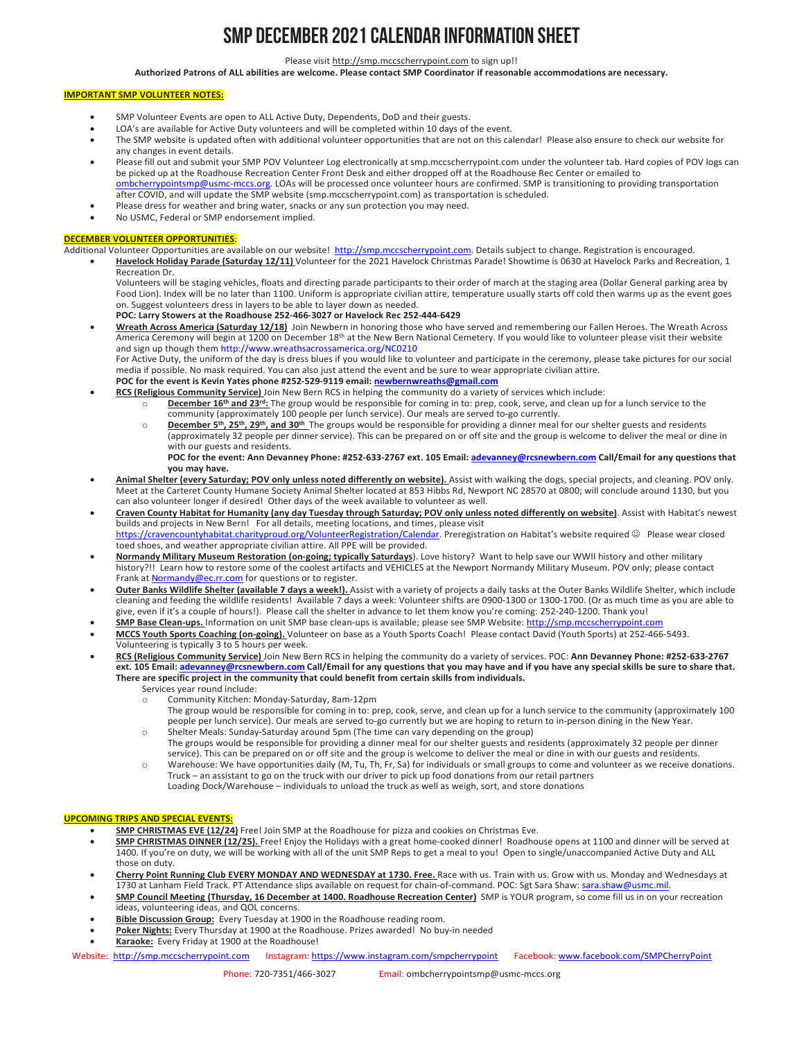# SMP DECEMBER 2021 CALENDAR INFORMATION SHEET

Please visit http://smp.mccscherrypoint.com to sign up!!

**Authorized Patrons of ALL abilities are welcome. Please contact SMP Coordinator if reasonable accommodations are necessary.**

**IMPORTANT SMP VOLUNTEER NOTES:**

- SMP Volunteer Events are open to ALL Active Duty, Dependents, DoD and their guests.
- LOA's are available for Active Duty volunteers and will be completed within 10 days of the event.
- The SMP website is updated often with additional volunteer opportunities that are not on this calendar! Please also ensure to check our website for any changes in event details.
- Please fill out and submit your SMP POV Volunteer Log electronically at smp.mccscherrypoint.com under the volunteer tab. Hard copies of POV logs can be picked up at the Roadhouse Recreation Center Front Desk and either dropped off at the Roadhouse Rec Center or emailed to ombcherrypointsmp@usmc-mccs.org. LOAs will be processed once volunteer hours are confirmed. SMP is transitioning to providing transportation after COVID, and will update the SMP website (smp.mccscherrypoint.com) as transportation is scheduled.
- Please dress for weather and bring water, snacks or any sun protection you may need.
- No USMC, Federal or SMP endorsement implied.

**DECEMBER VOLUNTEER OPPORTUNITIES:**

Additional Volunteer Opportunities are available on our website! http://smp.mccscherrypoint.com. Details subject to change. Registration is encouraged.

- **Havelock Holiday Parade (Saturday 12/11)** Volunteer for the 2021 Havelock Christmas Parade! Showtime is 0630 at Havelock Parks and Recreation, 1 Recreation Dr.
  Volunteers will be staging vehicles, floats and directing parade participants to their order of march at the staging area (Dollar General parking area by Food Lion). Index will be no later than 1100. Uniform is appropriate civilian attire, temperature usually starts off cold then warms up as the event goes on. Suggest volunteers dress in layers to be able to layer down as needed.
  **POC: Larry Stowers at the Roadhouse 252-466-3027 or Havelock Rec 252-444-6429**
- **Wreath Across America (Saturday 12/18)** Join Newbern in honoring those who have served and remembering our Fallen Heroes. The Wreath Across America Ceremony will begin at 1200 on December 18th at the New Bern National Cemetery. If you would like to volunteer please visit their website and sign up though them http://www.wreathsacrossamerica.org/NC0210
  For Active Duty, the uniform of the day is dress blues if you would like to volunteer and participate in the ceremony, please take pictures for our social media if possible. No mask required. You can also just attend the event and be sure to wear appropriate civilian attire.
  **POC for the event is Kevin Yates phone #252-529-9119 email: newbernwreaths@gmail.com**
- **RCS (Religious Community Service)** Join New Bern RCS in helping the community do a variety of services which include:
  - **December 16th and 23rd:** The group would be responsible for coming in to: prep, cook, serve, and clean up for a lunch service to the community (approximately 100 people per lunch service). Our meals are served to-go currently.
  - **December 5th, 25th, 29th, and 30th** The groups would be responsible for providing a dinner meal for our shelter guests and residents (approximately 32 people per dinner service). This can be prepared on or off site and the group is welcome to deliver the meal or dine in with our guests and residents.
    **POC for the event: Ann Devanney Phone: #252-633-2767 ext. 105 Email: adevanney@rcsnewbern.com Call/Email for any questions that you may have.**
- **Animal Shelter (every Saturday; POV only unless noted differently on website).** Assist with walking the dogs, special projects, and cleaning. POV only. Meet at the Carteret County Humane Society Animal Shelter located at 853 Hibbs Rd, Newport NC 28570 at 0800; will conclude around 1130, but you can also volunteer longer if desired! Other days of the week available to volunteer as well.
- **Craven County Habitat for Humanity (any day Tuesday through Saturday; POV only unless noted differently on website)**. Assist with Habitat's newest builds and projects in New Bern! For all details, meeting locations, and times, please visit https://cravencountyhabitat.charityproud.org/VolunteerRegistration/Calendar. Preregistration on Habitat's website required ☺ Please wear closed toed shoes, and weather appropriate civilian attire. All PPE will be provided.
- **Normandy Military Museum Restoration (on-going; typically Saturdays**). Love history? Want to help save our WWII history and other military history?!! Learn how to restore some of the coolest artifacts and VEHICLES at the Newport Normandy Military Museum. POV only; please contact Frank at Normandy@ec.rr.com for questions or to register.
- **Outer Banks Wildlife Shelter (available 7 days a week!).** Assist with a variety of projects a daily tasks at the Outer Banks Wildlife Shelter, which include cleaning and feeding the wildlife residents! Available 7 days a week: Volunteer shifts are 0900-1300 or 1300-1700. (Or as much time as you are able to give, even if it's a couple of hours!). Please call the shelter in advance to let them know you're coming: 252-240-1200. Thank you!
- **SMP Base Clean-ups.** Information on unit SMP base clean-ups is available; please see SMP Website: http://smp.mccscherrypoint.com
- **MCCS Youth Sports Coaching (on-going).** Volunteer on base as a Youth Sports Coach! Please contact David (Youth Sports) at 252-466-5493. Volunteering is typically 3 to 5 hours per week.
- **RCS (Religious Community Service)** Join New Bern RCS in helping the community do a variety of services. POC: **Ann Devanney Phone: #252-633-2767 ext. 105 Email: adevanney@rcsnewbern.com Call/Email for any questions that you may have and if you have any special skills be sure to share that. There are specific project in the community that could benefit from certain skills from individuals.**
  Services year round include:
  - Community Kitchen: Monday-Saturday, 8am-12pm
    The group would be responsible for coming in to: prep, cook, serve, and clean up for a lunch service to the community (approximately 100 people per lunch service). Our meals are served to-go currently but we are hoping to return to in-person dining in the New Year.
  - Shelter Meals: Sunday-Saturday around 5pm (The time can vary depending on the group)
    The groups would be responsible for providing a dinner meal for our shelter guests and residents (approximately 32 people per dinner service). This can be prepared on or off site and the group is welcome to deliver the meal or dine in with our guests and residents.
  - Warehouse: We have opportunities daily (M, Tu, Th, Fr, Sa) for individuals or small groups to come and volunteer as we receive donations.
    Truck – an assistant to go on the truck with our driver to pick up food donations from our retail partners
    Loading Dock/Warehouse – individuals to unload the truck as well as weigh, sort, and store donations

**UPCOMING TRIPS AND SPECIAL EVENTS:**

- **SMP CHRISTMAS EVE (12/24)** Free! Join SMP at the Roadhouse for pizza and cookies on Christmas Eve.
- **SMP CHRISTMAS DINNER (12/25).** Free! Enjoy the Holidays with a great home-cooked dinner! Roadhouse opens at 1100 and dinner will be served at 1400. If you're on duty, we will be working with all of the unit SMP Reps to get a meal to you! Open to single/unaccompanied Active Duty and ALL those on duty.
- **Cherry Point Running Club EVERY MONDAY AND WEDNESDAY at 1730. Free.** Race with us. Train with us. Grow with us. Monday and Wednesdays at 1730 at Lanham Field Track. PT Attendance slips available on request for chain-of-command. POC: Sgt Sara Shaw: sara.shaw@usmc.mil.
- **SMP Council Meeting (Thursday, 16 December at 1400. Roadhouse Recreation Center)** SMP is YOUR program, so come fill us in on your recreation ideas, volunteering ideas, and QOL concerns.
- **Bible Discussion Group:** Every Tuesday at 1900 in the Roadhouse reading room.
- **Poker Nights:** Every Thursday at 1900 at the Roadhouse. Prizes awarded! No buy-in needed
- **Karaoke:** Every Friday at 1900 at the Roadhouse!

Website: http://smp.mccscherrypoint.com Instagram: https://www.instagram.com/smpcherrypoint Facebook: www.facebook.com/SMPCherryPoint

Phone: 720-7351/466-3027 Email: ombcherrypointsmp@usmc-mccs.org